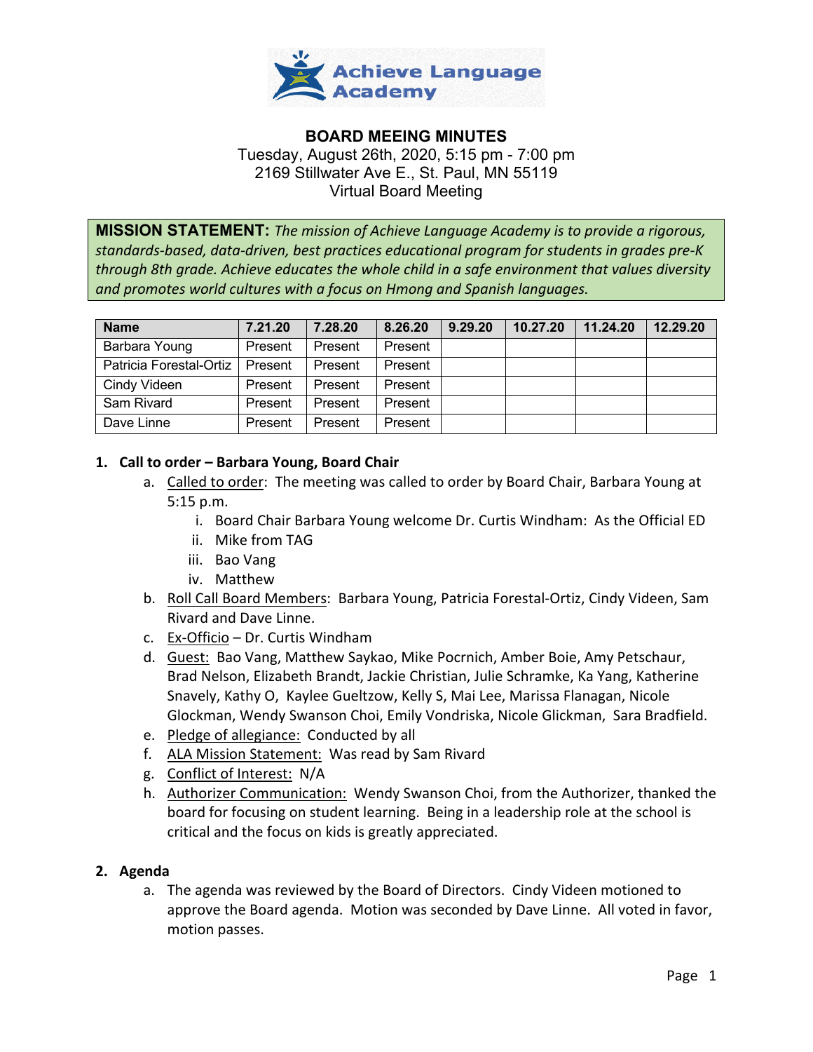Achieve Language Academy

# BOARD MEEING MINUTES

Tuesday, August 26th, 2020, 5:15 pm - 7:00 pm
2169 Stillwater Ave E., St. Paul, MN 55119
Virtual Board Meeting

**MISSION STATEMENT:** *The mission of Achieve Language Academy is to provide a rigorous, standards-based, data-driven, best practices educational program for students in grades pre-K through 8th grade. Achieve educates the whole child in a safe environment that values diversity and promotes world cultures with a focus on Hmong and Spanish languages.*

| Name | 7.21.20 | 7.28.20 | 8.26.20 | 9.29.20 | 10.27.20 | 11.24.20 | 12.29.20 |
|---|---|---|---|---|---|---|---|
| Barbara Young | Present | Present | Present | | | | |
| Patricia Forestal-Ortiz | Present | Present | Present | | | | |
| Cindy Videen | Present | Present | Present | | | | |
| Sam Rivard | Present | Present | Present | | | | |
| Dave Linne | Present | Present | Present | | | | |

1. **Call to order – Barbara Young, Board Chair**
   a. Called to order: The meeting was called to order by Board Chair, Barbara Young at 5:15 p.m.
      i. Board Chair Barbara Young welcome Dr. Curtis Windham: As the Official ED
      ii. Mike from TAG
      iii. Bao Vang
      iv. Matthew
   b. Roll Call Board Members: Barbara Young, Patricia Forestal-Ortiz, Cindy Videen, Sam Rivard and Dave Linne.
   c. Ex-Officio – Dr. Curtis Windham
   d. Guest: Bao Vang, Matthew Saykao, Mike Pocrnich, Amber Boie, Amy Petschaur, Brad Nelson, Elizabeth Brandt, Jackie Christian, Julie Schramke, Ka Yang, Katherine Snavely, Kathy O, Kaylee Gueltzow, Kelly S, Mai Lee, Marissa Flanagan, Nicole Glockman, Wendy Swanson Choi, Emily Vondriska, Nicole Glickman, Sara Bradfield.
   e. Pledge of allegiance: Conducted by all
   f. ALA Mission Statement: Was read by Sam Rivard
   g. Conflict of Interest: N/A
   h. Authorizer Communication: Wendy Swanson Choi, from the Authorizer, thanked the board for focusing on student learning. Being in a leadership role at the school is critical and the focus on kids is greatly appreciated.

2. **Agenda**
   a. The agenda was reviewed by the Board of Directors. Cindy Videen motioned to approve the Board agenda. Motion was seconded by Dave Linne. All voted in favor, motion passes.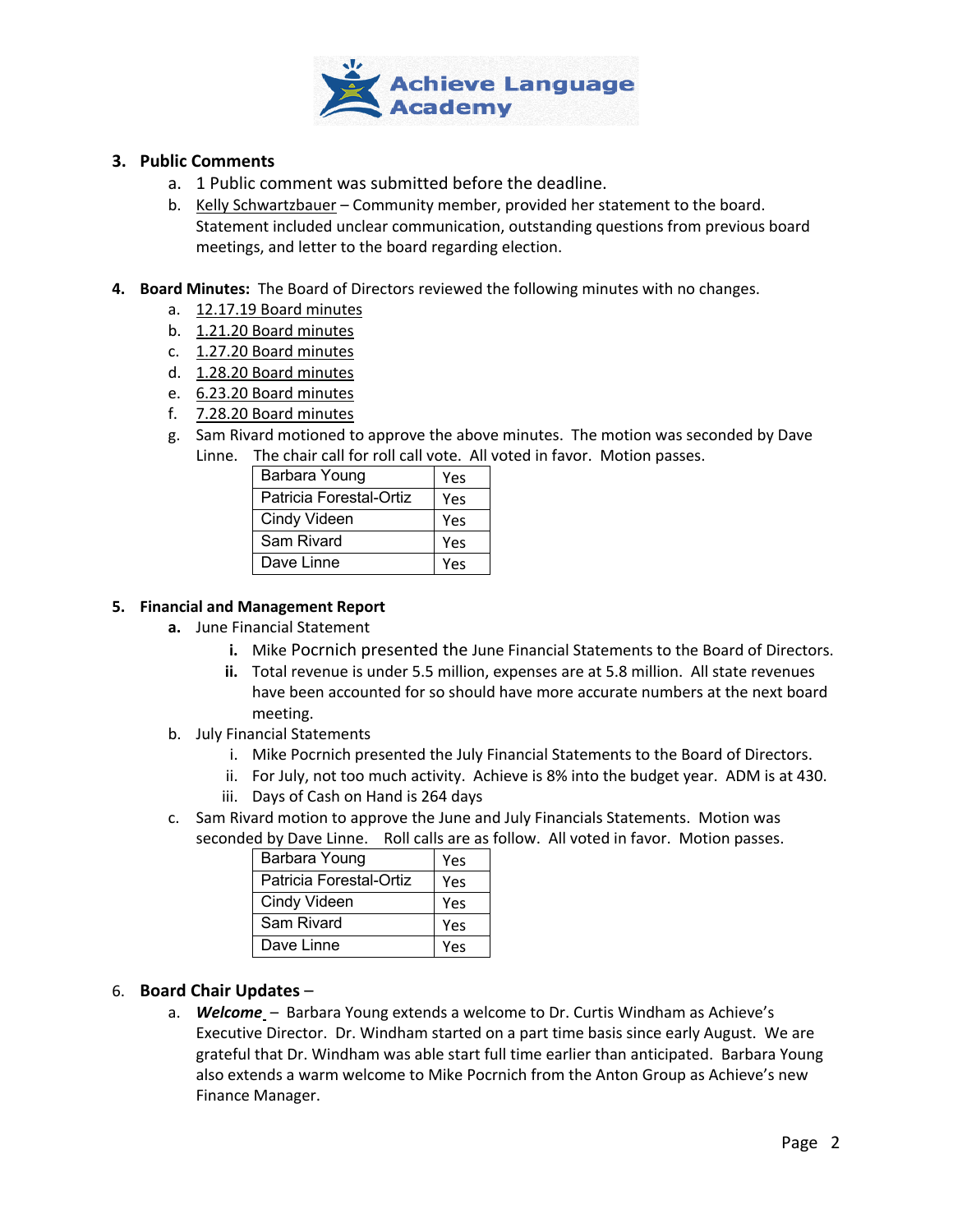**3. Public Comments**

a. 1 Public comment was submitted before the deadline.

b. Kelly Schwartzbauer – Community member, provided her statement to the board. Statement included unclear communication, outstanding questions from previous board meetings, and letter to the board regarding election.

**4. Board Minutes:** The Board of Directors reviewed the following minutes with no changes.

a. 12.17.19 Board minutes

b. 1.21.20 Board minutes

c. 1.27.20 Board minutes

d. 1.28.20 Board minutes

e. 6.23.20 Board minutes

f. 7.28.20 Board minutes

g. Sam Rivard motioned to approve the above minutes. The motion was seconded by Dave Linne. The chair call for roll call vote. All voted in favor. Motion passes.

| Barbara Young | Yes |
|---|---|
| Patricia Forestal-Ortiz | Yes |
| Cindy Videen | Yes |
| Sam Rivard | Yes |
| Dave Linne | Yes |

**5. Financial and Management Report**

**a.** June Financial Statement

- **i.** Mike Pocrnich presented the June Financial Statements to the Board of Directors.
- **ii.** Total revenue is under 5.5 million, expenses are at 5.8 million. All state revenues have been accounted for so should have more accurate numbers at the next board meeting.

b. July Financial Statements

- i. Mike Pocrnich presented the July Financial Statements to the Board of Directors.
- ii. For July, not too much activity. Achieve is 8% into the budget year. ADM is at 430.
- iii. Days of Cash on Hand is 264 days

c. Sam Rivard motion to approve the June and July Financials Statements. Motion was seconded by Dave Linne. Roll calls are as follow. All voted in favor. Motion passes.

| Barbara Young | Yes |
|---|---|
| Patricia Forestal-Ortiz | Yes |
| Cindy Videen | Yes |
| Sam Rivard | Yes |
| Dave Linne | Yes |

6. **Board Chair Updates** –

a. ***Welcome*** – Barbara Young extends a welcome to Dr. Curtis Windham as Achieve's Executive Director. Dr. Windham started on a part time basis since early August. We are grateful that Dr. Windham was able start full time earlier than anticipated. Barbara Young also extends a warm welcome to Mike Pocrnich from the Anton Group as Achieve's new Finance Manager.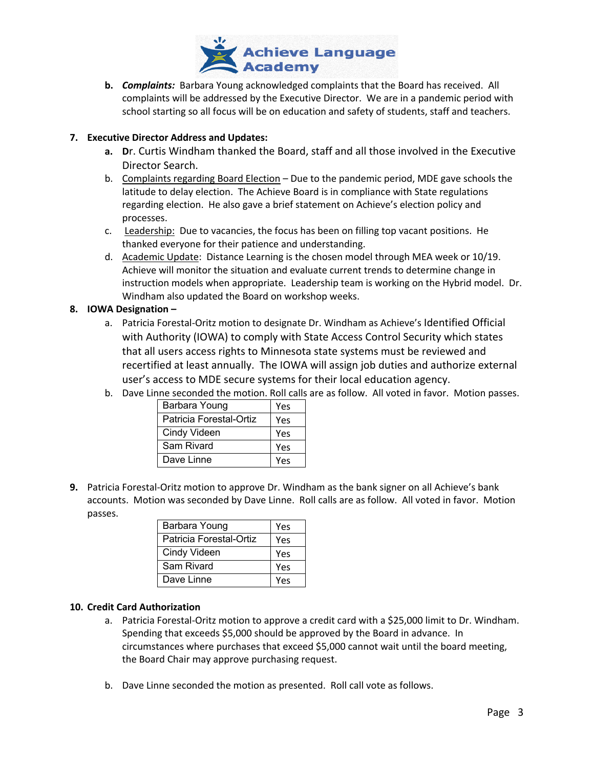b. ***Complaints:*** Barbara Young acknowledged complaints that the Board has received. All complaints will be addressed by the Executive Director. We are in a pandemic period with school starting so all focus will be on education and safety of students, staff and teachers.

**7. Executive Director Address and Updates:**

a. **D**r. Curtis Windham thanked the Board, staff and all those involved in the Executive Director Search.

b. Complaints regarding Board Election – Due to the pandemic period, MDE gave schools the latitude to delay election. The Achieve Board is in compliance with State regulations regarding election. He also gave a brief statement on Achieve's election policy and processes.

c. Leadership: Due to vacancies, the focus has been on filling top vacant positions. He thanked everyone for their patience and understanding.

d. Academic Update: Distance Learning is the chosen model through MEA week or 10/19. Achieve will monitor the situation and evaluate current trends to determine change in instruction models when appropriate. Leadership team is working on the Hybrid model. Dr. Windham also updated the Board on workshop weeks.

**8. IOWA Designation –**

a. Patricia Forestal-Oritz motion to designate Dr. Windham as Achieve's Identified Official with Authority (IOWA) to comply with State Access Control Security which states that all users access rights to Minnesota state systems must be reviewed and recertified at least annually. The IOWA will assign job duties and authorize external user's access to MDE secure systems for their local education agency.

b. Dave Linne seconded the motion. Roll calls are as follow. All voted in favor. Motion passes.

| Barbara Young | Yes |
|---|---|
| Patricia Forestal-Ortiz | Yes |
| Cindy Videen | Yes |
| Sam Rivard | Yes |
| Dave Linne | Yes |

**9.** Patricia Forestal-Oritz motion to approve Dr. Windham as the bank signer on all Achieve's bank accounts. Motion was seconded by Dave Linne. Roll calls are as follow. All voted in favor. Motion passes.

| Barbara Young | Yes |
|---|---|
| Patricia Forestal-Ortiz | Yes |
| Cindy Videen | Yes |
| Sam Rivard | Yes |
| Dave Linne | Yes |

**10. Credit Card Authorization**

a. Patricia Forestal-Oritz motion to approve a credit card with a $25,000 limit to Dr. Windham. Spending that exceeds $5,000 should be approved by the Board in advance. In circumstances where purchases that exceed $5,000 cannot wait until the board meeting, the Board Chair may approve purchasing request.

b. Dave Linne seconded the motion as presented. Roll call vote as follows.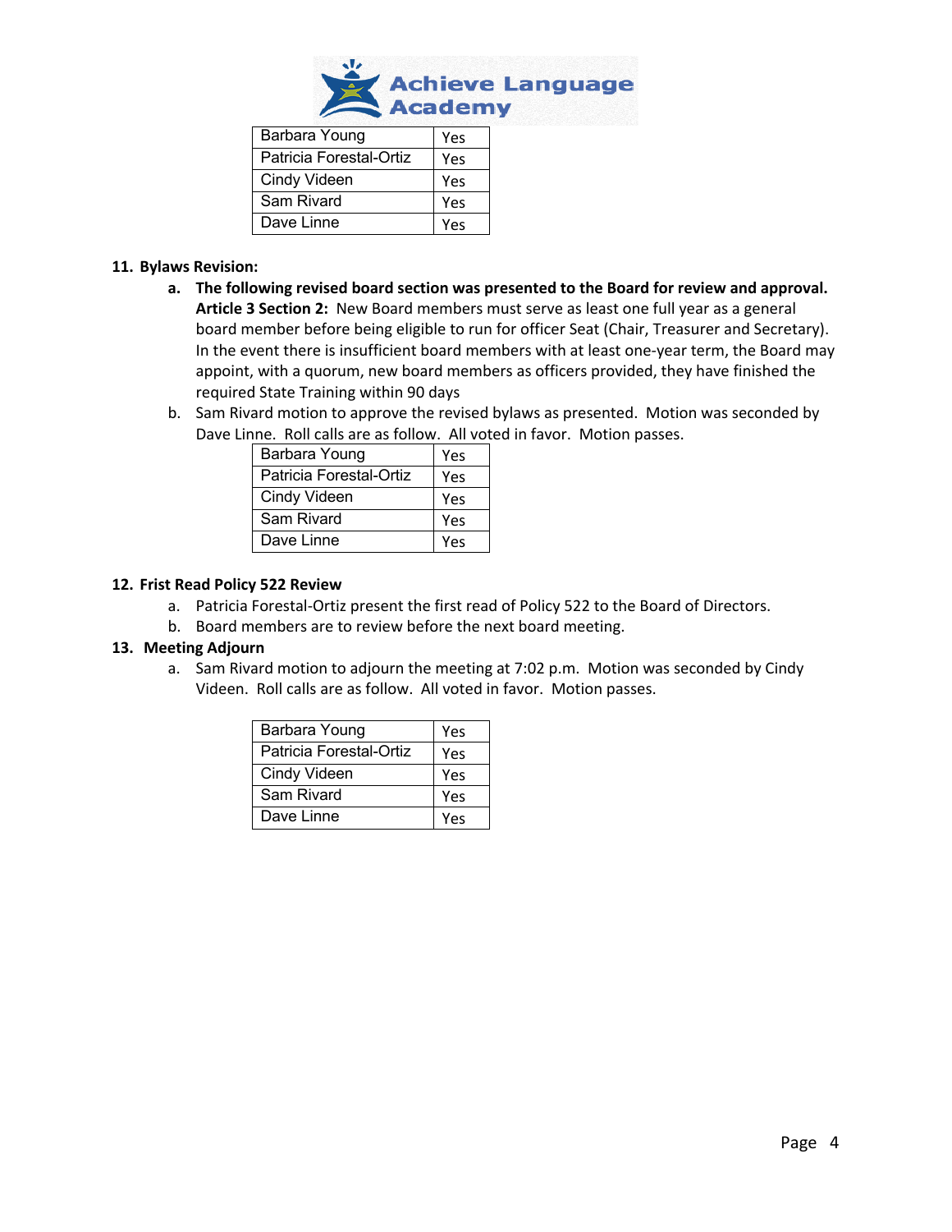| | |
|---|---|
| Barbara Young | Yes |
| Patricia Forestal-Ortiz | Yes |
| Cindy Videen | Yes |
| Sam Rivard | Yes |
| Dave Linne | Yes |

**11. Bylaws Revision:**

a. **The following revised board section was presented to the Board for review and approval. Article 3 Section 2:** New Board members must serve as least one full year as a general board member before being eligible to run for officer Seat (Chair, Treasurer and Secretary). In the event there is insufficient board members with at least one-year term, the Board may appoint, with a quorum, new board members as officers provided, they have finished the required State Training within 90 days

b. Sam Rivard motion to approve the revised bylaws as presented. Motion was seconded by Dave Linne. Roll calls are as follow. All voted in favor. Motion passes.

| | |
|---|---|
| Barbara Young | Yes |
| Patricia Forestal-Ortiz | Yes |
| Cindy Videen | Yes |
| Sam Rivard | Yes |
| Dave Linne | Yes |

**12. Frist Read Policy 522 Review**

a. Patricia Forestal-Ortiz present the first read of Policy 522 to the Board of Directors.

b. Board members are to review before the next board meeting.

**13. Meeting Adjourn**

a. Sam Rivard motion to adjourn the meeting at 7:02 p.m. Motion was seconded by Cindy Videen. Roll calls are as follow. All voted in favor. Motion passes.

| | |
|---|---|
| Barbara Young | Yes |
| Patricia Forestal-Ortiz | Yes |
| Cindy Videen | Yes |
| Sam Rivard | Yes |
| Dave Linne | Yes |